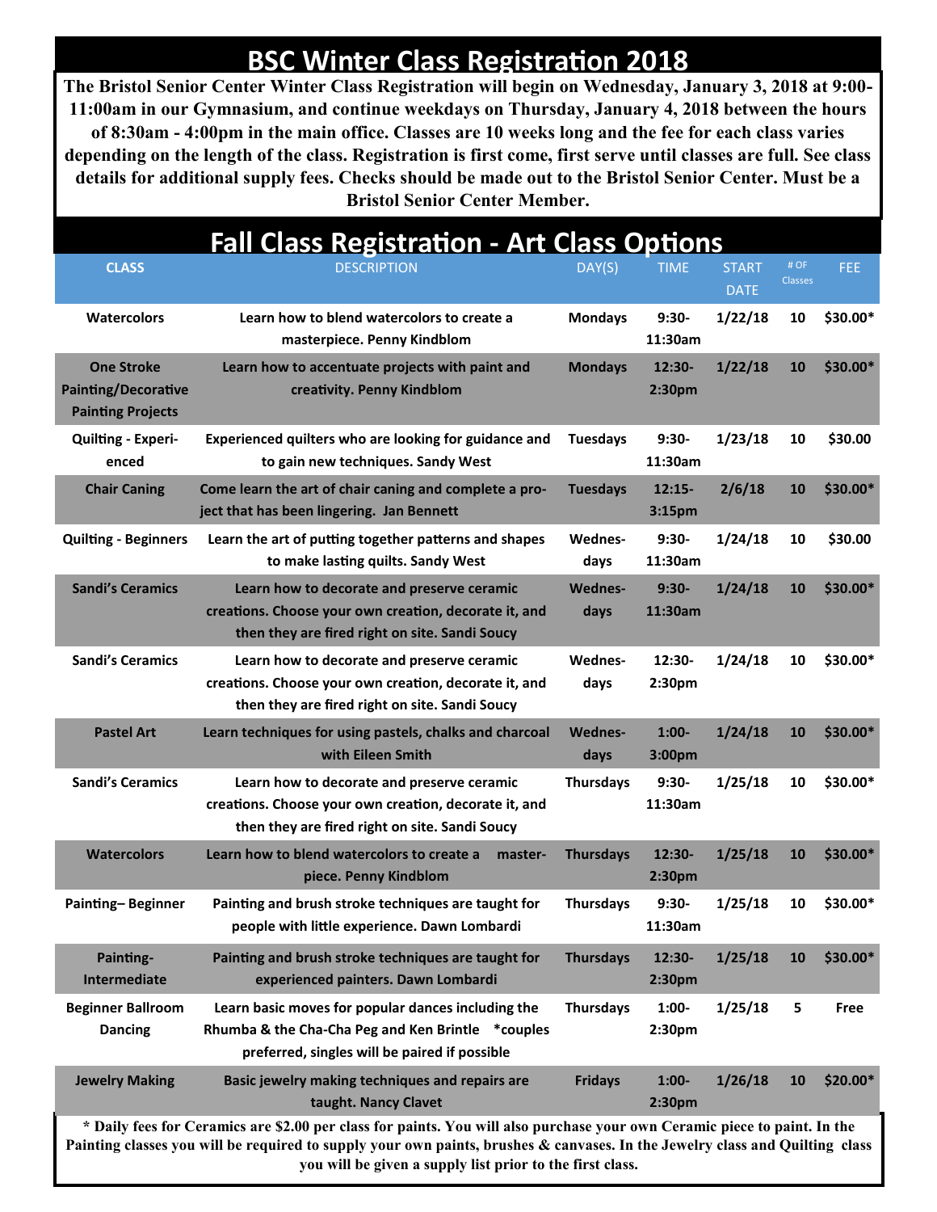# BSC Winter Class Registration 2018

**The Bristol Senior Center Winter Class Registration will begin on Wednesday, January 3, 2018 at 9:00-11:00am in our Gymnasium, and continue weekdays on Thursday, January 4, 2018 between the hours of 8:30am - 4:00pm in the main office. Classes are 10 weeks long and the fee for each class varies depending on the length of the class. Registration is first come, first serve until classes are full. See class details for additional supply fees. Checks should be made out to the Bristol Senior Center. Must be a Bristol Senior Center Member.**

## Fall Class Registration - Art Class Options

| CLASS | DESCRIPTION | DAY(S) | TIME | START DATE | # OF Classes | FEE |
|---|---|---|---|---|---|---|
| Watercolors | Learn how to blend watercolors to create a masterpiece. Penny Kindblom | Mondays | 9:30-11:30am | 1/22/18 | 10 | $30.00* |
| One Stroke Painting/Decorative Painting Projects | Learn how to accentuate projects with paint and creativity. Penny Kindblom | Mondays | 12:30-2:30pm | 1/22/18 | 10 | $30.00* |
| Quilting - Experienced | Experienced quilters who are looking for guidance and to gain new techniques. Sandy West | Tuesdays | 9:30-11:30am | 1/23/18 | 10 | $30.00 |
| Chair Caning | Come learn the art of chair caning and complete a project that has been lingering. Jan Bennett | Tuesdays | 12:15-3:15pm | 2/6/18 | 10 | $30.00* |
| Quilting - Beginners | Learn the art of putting together patterns and shapes to make lasting quilts. Sandy West | Wednesdays | 9:30-11:30am | 1/24/18 | 10 | $30.00 |
| Sandi's Ceramics | Learn how to decorate and preserve ceramic creations. Choose your own creation, decorate it, and then they are fired right on site. Sandi Soucy | Wednesdays | 9:30-11:30am | 1/24/18 | 10 | $30.00* |
| Sandi's Ceramics | Learn how to decorate and preserve ceramic creations. Choose your own creation, decorate it, and then they are fired right on site. Sandi Soucy | Wednesdays | 12:30-2:30pm | 1/24/18 | 10 | $30.00* |
| Pastel Art | Learn techniques for using pastels, chalks and charcoal with Eileen Smith | Wednesdays | 1:00-3:00pm | 1/24/18 | 10 | $30.00* |
| Sandi's Ceramics | Learn how to decorate and preserve ceramic creations. Choose your own creation, decorate it, and then they are fired right on site. Sandi Soucy | Thursdays | 9:30-11:30am | 1/25/18 | 10 | $30.00* |
| Watercolors | Learn how to blend watercolors to create a masterpiece. Penny Kindblom | Thursdays | 12:30-2:30pm | 1/25/18 | 10 | $30.00* |
| Painting– Beginner | Painting and brush stroke techniques are taught for people with little experience. Dawn Lombardi | Thursdays | 9:30-11:30am | 1/25/18 | 10 | $30.00* |
| Painting-Intermediate | Painting and brush stroke techniques are taught for experienced painters. Dawn Lombardi | Thursdays | 12:30-2:30pm | 1/25/18 | 10 | $30.00* |
| Beginner Ballroom Dancing | Learn basic moves for popular dances including the Rhumba & the Cha-Cha Peg and Ken Brintle *couples preferred, singles will be paired if possible | Thursdays | 1:00-2:30pm | 1/25/18 | 5 | Free |
| Jewelry Making | Basic jewelry making techniques and repairs are taught. Nancy Clavet | Fridays | 1:00-2:30pm | 1/26/18 | 10 | $20.00* |

**\* Daily fees for Ceramics are $2.00 per class for paints. You will also purchase your own Ceramic piece to paint. In the Painting classes you will be required to supply your own paints, brushes & canvases. In the Jewelry class and Quilting class you will be given a supply list prior to the first class.**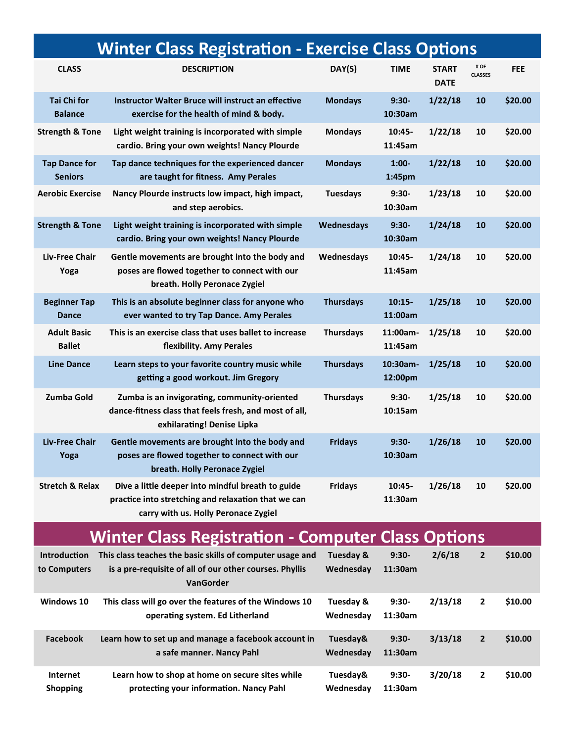# Winter Class Registration - Exercise Class Options

| CLASS | DESCRIPTION | DAY(S) | TIME | START DATE | # OF CLASSES | FEE |
|---|---|---|---|---|---|---|
| Tai Chi for Balance | Instructor Walter Bruce will instruct an effective exercise for the health of mind & body. | Mondays | 9:30-10:30am | 1/22/18 | 10 | $20.00 |
| Strength & Tone | Light weight training is incorporated with simple cardio. Bring your own weights! Nancy Plourde | Mondays | 10:45-11:45am | 1/22/18 | 10 | $20.00 |
| Tap Dance for Seniors | Tap dance techniques for the experienced dancer are taught for fitness. Amy Perales | Mondays | 1:00-1:45pm | 1/22/18 | 10 | $20.00 |
| Aerobic Exercise | Nancy Plourde instructs low impact, high impact, and step aerobics. | Tuesdays | 9:30-10:30am | 1/23/18 | 10 | $20.00 |
| Strength & Tone | Light weight training is incorporated with simple cardio. Bring your own weights! Nancy Plourde | Wednesdays | 9:30-10:30am | 1/24/18 | 10 | $20.00 |
| Liv-Free Chair Yoga | Gentle movements are brought into the body and poses are flowed together to connect with our breath. Holly Peronace Zygiel | Wednesdays | 10:45-11:45am | 1/24/18 | 10 | $20.00 |
| Beginner Tap Dance | This is an absolute beginner class for anyone who ever wanted to try Tap Dance. Amy Perales | Thursdays | 10:15-11:00am | 1/25/18 | 10 | $20.00 |
| Adult Basic Ballet | This is an exercise class that uses ballet to increase flexibility. Amy Perales | Thursdays | 11:00am-11:45am | 1/25/18 | 10 | $20.00 |
| Line Dance | Learn steps to your favorite country music while getting a good workout. Jim Gregory | Thursdays | 10:30am-12:00pm | 1/25/18 | 10 | $20.00 |
| Zumba Gold | Zumba is an invigorating, community-oriented dance-fitness class that feels fresh, and most of all, exhilarating! Denise Lipka | Thursdays | 9:30-10:15am | 1/25/18 | 10 | $20.00 |
| Liv-Free Chair Yoga | Gentle movements are brought into the body and poses are flowed together to connect with our breath. Holly Peronace Zygiel | Fridays | 9:30-10:30am | 1/26/18 | 10 | $20.00 |
| Stretch & Relax | Dive a little deeper into mindful breath to guide practice into stretching and relaxation that we can carry with us. Holly Peronace Zygiel | Fridays | 10:45-11:30am | 1/26/18 | 10 | $20.00 |

# Winter Class Registration - Computer Class Options

| | | | | | | |
|---|---|---|---|---|---|---|
| Introduction to Computers | This class teaches the basic skills of computer usage and is a pre-requisite of all of our other courses. Phyllis VanGorder | Tuesday & Wednesday | 9:30-11:30am | 2/6/18 | 2 | $10.00 |
| Windows 10 | This class will go over the features of the Windows 10 operating system. Ed Litherland | Tuesday & Wednesday | 9:30-11:30am | 2/13/18 | 2 | $10.00 |
| Facebook | Learn how to set up and manage a facebook account in a safe manner. Nancy Pahl | Tuesday& Wednesday | 9:30-11:30am | 3/13/18 | 2 | $10.00 |
| Internet Shopping | Learn how to shop at home on secure sites while protecting your information. Nancy Pahl | Tuesday& Wednesday | 9:30-11:30am | 3/20/18 | 2 | $10.00 |